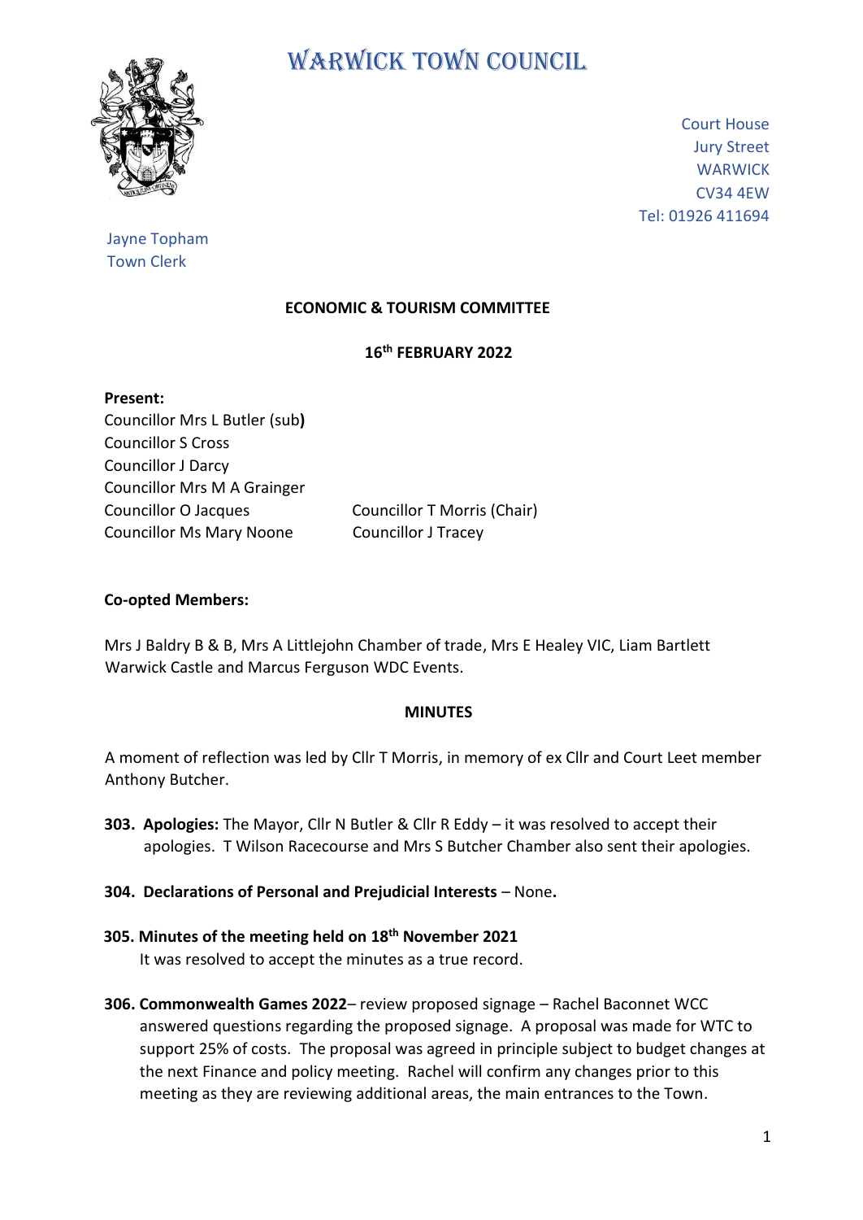# WARWICK TOWN COUNCIL

Court House
Jury Street
WARWICK
CV34 4EW
Tel: 01926 411694

Jayne Topham
Town Clerk

## ECONOMIC & TOURISM COMMITTEE

### 16th FEBRUARY 2022

**Present:**

Councillor Mrs L Butler (sub**)**
Councillor S Cross
Councillor J Darcy
Councillor Mrs M A Grainger
Councillor O Jacques
Councillor Ms Mary Noone
Councillor T Morris (Chair)
Councillor J Tracey

**Co-opted Members:**

Mrs J Baldry B & B, Mrs A Littlejohn Chamber of trade, Mrs E Healey VIC, Liam Bartlett Warwick Castle and Marcus Ferguson WDC Events.

### MINUTES

A moment of reflection was led by Cllr T Morris, in memory of ex Cllr and Court Leet member Anthony Butcher.

**303. Apologies:** The Mayor, Cllr N Butler & Cllr R Eddy – it was resolved to accept their apologies. T Wilson Racecourse and Mrs S Butcher Chamber also sent their apologies.

**304. Declarations of Personal and Prejudicial Interests** – None**.**

**305. Minutes of the meeting held on 18th November 2021**
It was resolved to accept the minutes as a true record.

**306. Commonwealth Games 2022**– review proposed signage – Rachel Baconnet WCC answered questions regarding the proposed signage. A proposal was made for WTC to support 25% of costs. The proposal was agreed in principle subject to budget changes at the next Finance and policy meeting. Rachel will confirm any changes prior to this meeting as they are reviewing additional areas, the main entrances to the Town.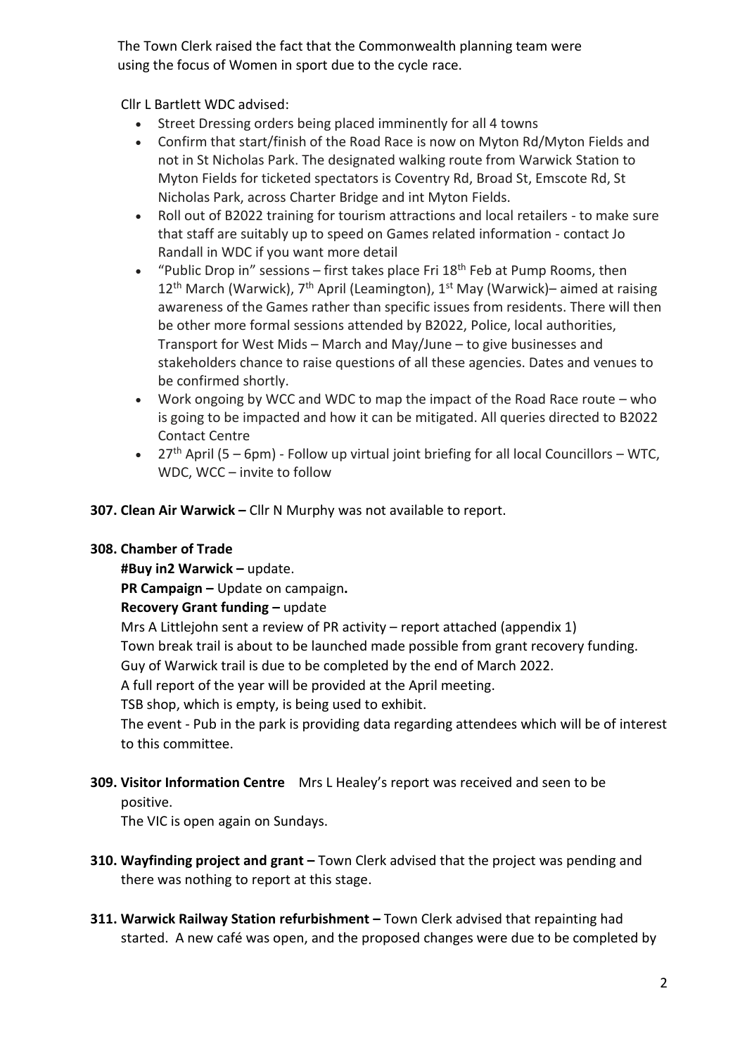The Town Clerk raised the fact that the Commonwealth planning team were using the focus of Women in sport due to the cycle race.

Cllr L Bartlett WDC advised:

- Street Dressing orders being placed imminently for all 4 towns
- Confirm that start/finish of the Road Race is now on Myton Rd/Myton Fields and not in St Nicholas Park. The designated walking route from Warwick Station to Myton Fields for ticketed spectators is Coventry Rd, Broad St, Emscote Rd, St Nicholas Park, across Charter Bridge and int Myton Fields.
- Roll out of B2022 training for tourism attractions and local retailers - to make sure that staff are suitably up to speed on Games related information - contact Jo Randall in WDC if you want more detail
- "Public Drop in" sessions – first takes place Fri 18th Feb at Pump Rooms, then 12th March (Warwick), 7th April (Leamington), 1st May (Warwick)– aimed at raising awareness of the Games rather than specific issues from residents. There will then be other more formal sessions attended by B2022, Police, local authorities, Transport for West Mids – March and May/June – to give businesses and stakeholders chance to raise questions of all these agencies. Dates and venues to be confirmed shortly.
- Work ongoing by WCC and WDC to map the impact of the Road Race route – who is going to be impacted and how it can be mitigated. All queries directed to B2022 Contact Centre
- 27th April (5 – 6pm) - Follow up virtual joint briefing for all local Councillors – WTC, WDC, WCC – invite to follow

**307. Clean Air Warwick –** Cllr N Murphy was not available to report.

**308. Chamber of Trade**

**#Buy in2 Warwick –** update.

**PR Campaign –** Update on campaign**.**

**Recovery Grant funding –** update

Mrs A Littlejohn sent a review of PR activity – report attached (appendix 1)

Town break trail is about to be launched made possible from grant recovery funding.

Guy of Warwick trail is due to be completed by the end of March 2022.

A full report of the year will be provided at the April meeting.

TSB shop, which is empty, is being used to exhibit.

The event - Pub in the park is providing data regarding attendees which will be of interest to this committee.

**309. Visitor Information Centre** Mrs L Healey's report was received and seen to be positive.

The VIC is open again on Sundays.

**310. Wayfinding project and grant –** Town Clerk advised that the project was pending and there was nothing to report at this stage.

**311. Warwick Railway Station refurbishment –** Town Clerk advised that repainting had started. A new café was open, and the proposed changes were due to be completed by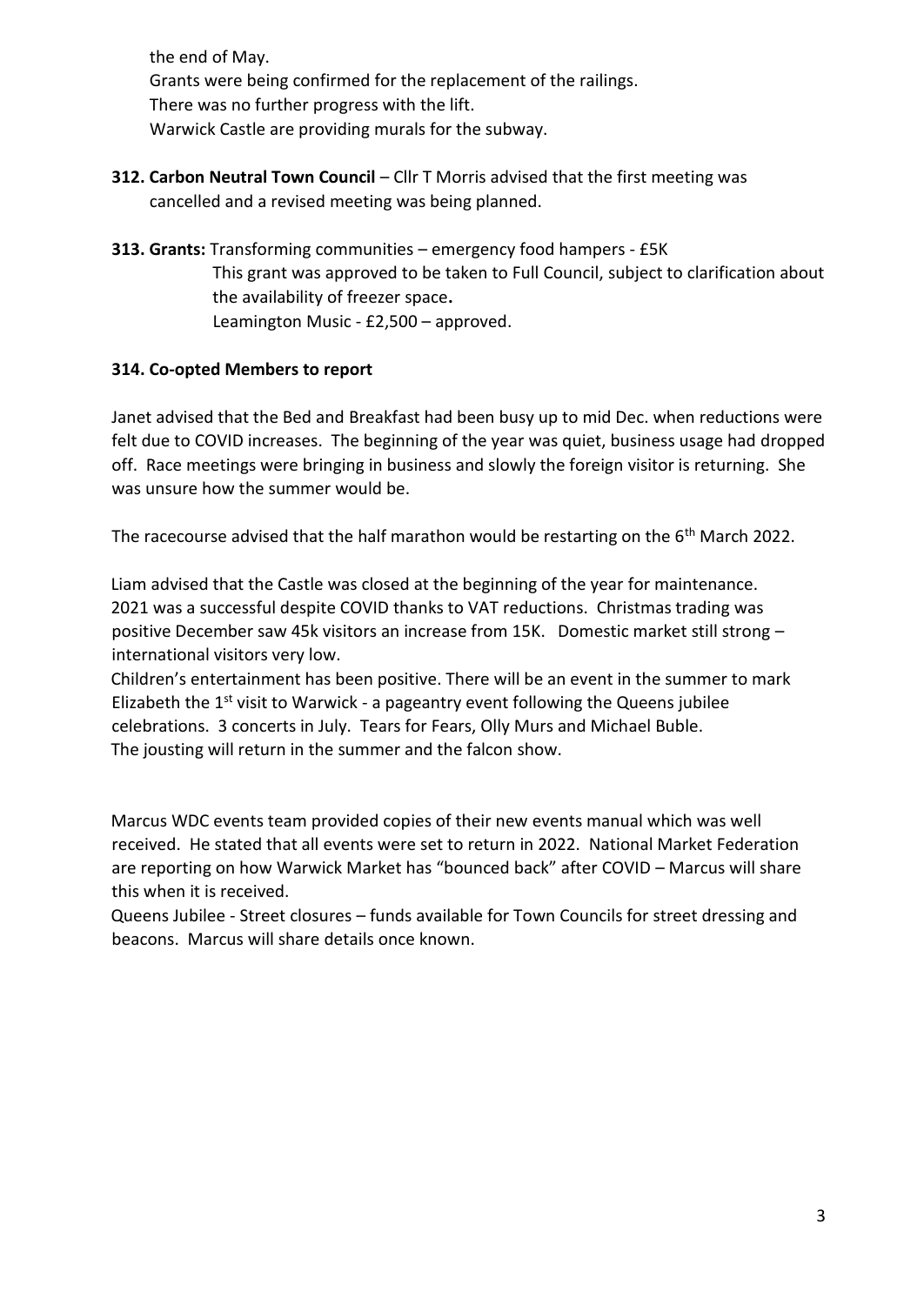the end of May.
Grants were being confirmed for the replacement of the railings.
There was no further progress with the lift.
Warwick Castle are providing murals for the subway.

**312. Carbon Neutral Town Council** – Cllr T Morris advised that the first meeting was cancelled and a revised meeting was being planned.

**313. Grants:** Transforming communities – emergency food hampers - £5K
This grant was approved to be taken to Full Council, subject to clarification about the availability of freezer space**.**
Leamington Music - £2,500 – approved.

**314. Co-opted Members to report**

Janet advised that the Bed and Breakfast had been busy up to mid Dec. when reductions were felt due to COVID increases. The beginning of the year was quiet, business usage had dropped off. Race meetings were bringing in business and slowly the foreign visitor is returning. She was unsure how the summer would be.

The racecourse advised that the half marathon would be restarting on the 6th March 2022.

Liam advised that the Castle was closed at the beginning of the year for maintenance. 2021 was a successful despite COVID thanks to VAT reductions. Christmas trading was positive December saw 45k visitors an increase from 15K. Domestic market still strong – international visitors very low.
Children's entertainment has been positive. There will be an event in the summer to mark Elizabeth the 1st visit to Warwick - a pageantry event following the Queens jubilee celebrations. 3 concerts in July. Tears for Fears, Olly Murs and Michael Buble.
The jousting will return in the summer and the falcon show.

Marcus WDC events team provided copies of their new events manual which was well received. He stated that all events were set to return in 2022. National Market Federation are reporting on how Warwick Market has "bounced back" after COVID – Marcus will share this when it is received.
Queens Jubilee - Street closures – funds available for Town Councils for street dressing and beacons. Marcus will share details once known.